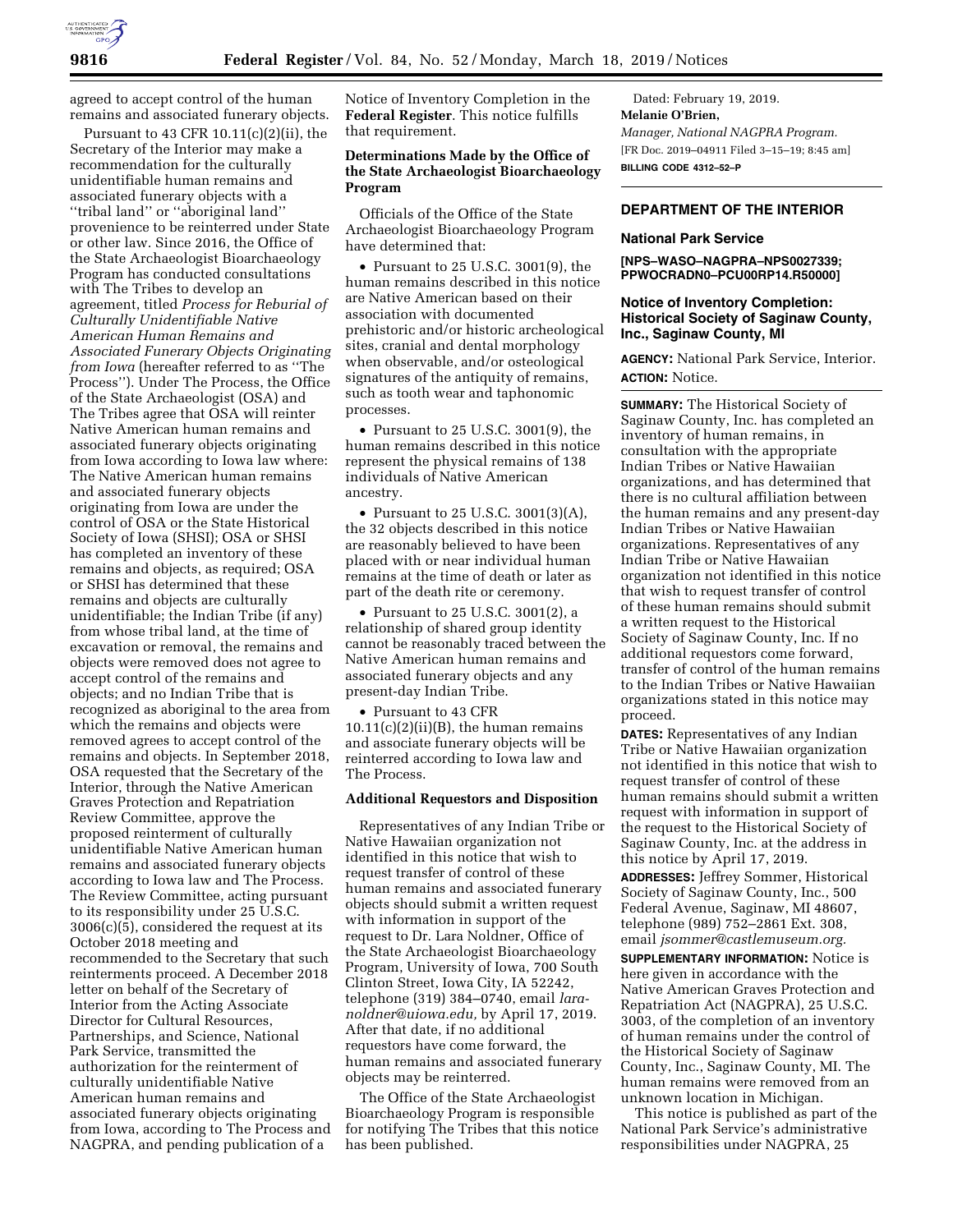agreed to accept control of the human remains and associated funerary objects.

Pursuant to 43 CFR 10.11(c)(2)(ii), the Secretary of the Interior may make a recommendation for the culturally unidentifiable human remains and associated funerary objects with a ''tribal land'' or ''aboriginal land'' provenience to be reinterred under State or other law. Since 2016, the Office of the State Archaeologist Bioarchaeology Program has conducted consultations with The Tribes to develop an agreement, titled *Process for Reburial of Culturally Unidentifiable Native American Human Remains and Associated Funerary Objects Originating from Iowa* (hereafter referred to as ''The Process''). Under The Process, the Office of the State Archaeologist (OSA) and The Tribes agree that OSA will reinter Native American human remains and associated funerary objects originating from Iowa according to Iowa law where: The Native American human remains and associated funerary objects originating from Iowa are under the control of OSA or the State Historical Society of Iowa (SHSI); OSA or SHSI has completed an inventory of these remains and objects, as required; OSA or SHSI has determined that these remains and objects are culturally unidentifiable; the Indian Tribe (if any) from whose tribal land, at the time of excavation or removal, the remains and objects were removed does not agree to accept control of the remains and objects; and no Indian Tribe that is recognized as aboriginal to the area from which the remains and objects were removed agrees to accept control of the remains and objects. In September 2018, OSA requested that the Secretary of the Interior, through the Native American Graves Protection and Repatriation Review Committee, approve the proposed reinterment of culturally unidentifiable Native American human remains and associated funerary objects according to Iowa law and The Process. The Review Committee, acting pursuant to its responsibility under 25 U.S.C. 3006(c)(5), considered the request at its October 2018 meeting and recommended to the Secretary that such reinterments proceed. A December 2018 letter on behalf of the Secretary of Interior from the Acting Associate Director for Cultural Resources, Partnerships, and Science, National Park Service, transmitted the authorization for the reinterment of culturally unidentifiable Native American human remains and associated funerary objects originating from Iowa, according to The Process and NAGPRA, and pending publication of a Notice of Inventory Completion in the **Federal Register**. This notice fulfills that requirement.

## Determinations Made by the Office of the State Archaeologist Bioarchaeology Program

Officials of the Office of the State Archaeologist Bioarchaeology Program have determined that:

- Pursuant to 25 U.S.C. 3001(9), the human remains described in this notice are Native American based on their association with documented prehistoric and/or historic archeological sites, cranial and dental morphology when observable, and/or osteological signatures of the antiquity of remains, such as tooth wear and taphonomic processes.
- Pursuant to 25 U.S.C. 3001(9), the human remains described in this notice represent the physical remains of 138 individuals of Native American ancestry.
- Pursuant to 25 U.S.C. 3001(3)(A), the 32 objects described in this notice are reasonably believed to have been placed with or near individual human remains at the time of death or later as part of the death rite or ceremony.
- Pursuant to 25 U.S.C. 3001(2), a relationship of shared group identity cannot be reasonably traced between the Native American human remains and associated funerary objects and any present-day Indian Tribe.
- Pursuant to 43 CFR 10.11(c)(2)(ii)(B), the human remains and associate funerary objects will be reinterred according to Iowa law and The Process.

## Additional Requestors and Disposition

Representatives of any Indian Tribe or Native Hawaiian organization not identified in this notice that wish to request transfer of control of these human remains and associated funerary objects should submit a written request with information in support of the request to Dr. Lara Noldner, Office of the State Archaeologist Bioarchaeology Program, University of Iowa, 700 South Clinton Street, Iowa City, IA 52242, telephone (319) 384–0740, email *lara-noldner@uiowa.edu,* by April 17, 2019. After that date, if no additional requestors have come forward, the human remains and associated funerary objects may be reinterred.

The Office of the State Archaeologist Bioarchaeology Program is responsible for notifying The Tribes that this notice has been published.

Dated: February 19, 2019.

**Melanie O'Brien,**

*Manager, National NAGPRA Program.*

[FR Doc. 2019–04911 Filed 3–15–19; 8:45 am]

**BILLING CODE 4312–52–P**

---

## DEPARTMENT OF THE INTERIOR

### National Park Service

**[NPS–WASO–NAGPRA–NPS0027339; PPWOCRADN0–PCU00RP14.R50000]**

### Notice of Inventory Completion: Historical Society of Saginaw County, Inc., Saginaw County, MI

**AGENCY:** National Park Service, Interior.

**ACTION:** Notice.

**SUMMARY:** The Historical Society of Saginaw County, Inc. has completed an inventory of human remains, in consultation with the appropriate Indian Tribes or Native Hawaiian organizations, and has determined that there is no cultural affiliation between the human remains and any present-day Indian Tribes or Native Hawaiian organizations. Representatives of any Indian Tribe or Native Hawaiian organization not identified in this notice that wish to request transfer of control of these human remains should submit a written request to the Historical Society of Saginaw County, Inc. If no additional requestors come forward, transfer of control of the human remains to the Indian Tribes or Native Hawaiian organizations stated in this notice may proceed.

**DATES:** Representatives of any Indian Tribe or Native Hawaiian organization not identified in this notice that wish to request transfer of control of these human remains should submit a written request with information in support of the request to the Historical Society of Saginaw County, Inc. at the address in this notice by April 17, 2019.

**ADDRESSES:** Jeffrey Sommer, Historical Society of Saginaw County, Inc., 500 Federal Avenue, Saginaw, MI 48607, telephone (989) 752–2861 Ext. 308, email *jsommer@castlemuseum.org.*

**SUPPLEMENTARY INFORMATION:** Notice is here given in accordance with the Native American Graves Protection and Repatriation Act (NAGPRA), 25 U.S.C. 3003, of the completion of an inventory of human remains under the control of the Historical Society of Saginaw County, Inc., Saginaw County, MI. The human remains were removed from an unknown location in Michigan.

This notice is published as part of the National Park Service's administrative responsibilities under NAGPRA, 25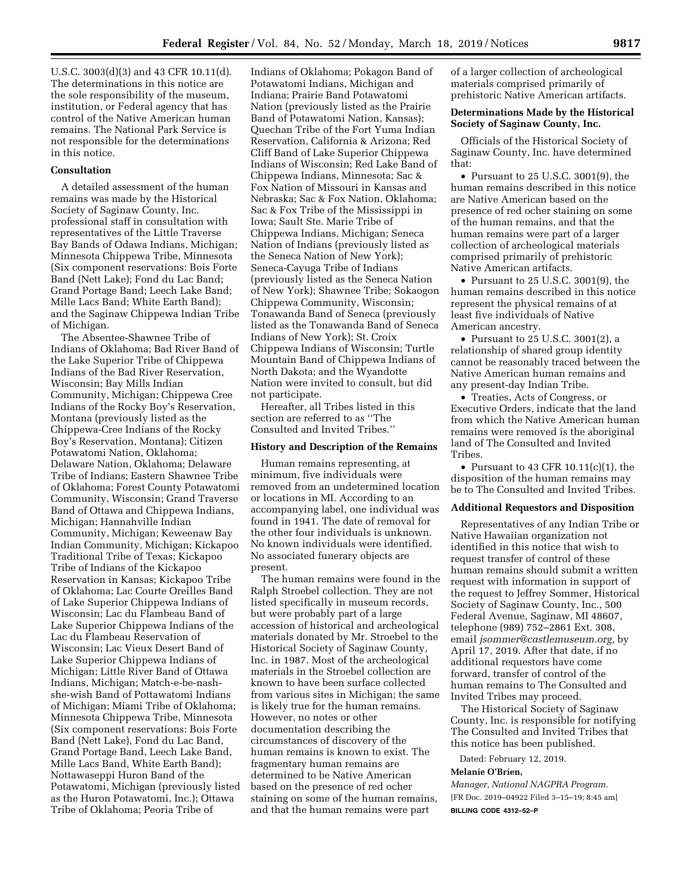U.S.C. 3003(d)(3) and 43 CFR 10.11(d). The determinations in this notice are the sole responsibility of the museum, institution, or Federal agency that has control of the Native American human remains. The National Park Service is not responsible for the determinations in this notice.

**Consultation**

A detailed assessment of the human remains was made by the Historical Society of Saginaw County, Inc. professional staff in consultation with representatives of the Little Traverse Bay Bands of Odawa Indians, Michigan; Minnesota Chippewa Tribe, Minnesota (Six component reservations: Bois Forte Band (Nett Lake); Fond du Lac Band; Grand Portage Band; Leech Lake Band; Mille Lacs Band; White Earth Band); and the Saginaw Chippewa Indian Tribe of Michigan.

The Absentee-Shawnee Tribe of Indians of Oklahoma; Bad River Band of the Lake Superior Tribe of Chippewa Indians of the Bad River Reservation, Wisconsin; Bay Mills Indian Community, Michigan; Chippewa Cree Indians of the Rocky Boy's Reservation, Montana (previously listed as the Chippewa-Cree Indians of the Rocky Boy's Reservation, Montana); Citizen Potawatomi Nation, Oklahoma; Delaware Nation, Oklahoma; Delaware Tribe of Indians; Eastern Shawnee Tribe of Oklahoma; Forest County Potawatomi Community, Wisconsin; Grand Traverse Band of Ottawa and Chippewa Indians, Michigan; Hannahville Indian Community, Michigan; Keweenaw Bay Indian Community, Michigan; Kickapoo Traditional Tribe of Texas; Kickapoo Tribe of Indians of the Kickapoo Reservation in Kansas; Kickapoo Tribe of Oklahoma; Lac Courte Oreilles Band of Lake Superior Chippewa Indians of Wisconsin; Lac du Flambeau Band of Lake Superior Chippewa Indians of the Lac du Flambeau Reservation of Wisconsin; Lac Vieux Desert Band of Lake Superior Chippewa Indians of Michigan; Little River Band of Ottawa Indians, Michigan; Match-e-be-nash-she-wish Band of Pottawatomi Indians of Michigan; Miami Tribe of Oklahoma; Minnesota Chippewa Tribe, Minnesota (Six component reservations: Bois Forte Band (Nett Lake), Fond du Lac Band, Grand Portage Band, Leech Lake Band, Mille Lacs Band, White Earth Band); Nottawaseppi Huron Band of the Potawatomi, Michigan (previously listed as the Huron Potawatomi, Inc.); Ottawa Tribe of Oklahoma; Peoria Tribe of Indians of Oklahoma; Pokagon Band of Potawatomi Indians, Michigan and Indiana; Prairie Band Potawatomi Nation (previously listed as the Prairie Band of Potawatomi Nation, Kansas); Quechan Tribe of the Fort Yuma Indian Reservation, California & Arizona; Red Cliff Band of Lake Superior Chippewa Indians of Wisconsin; Red Lake Band of Chippewa Indians, Minnesota; Sac & Fox Nation of Missouri in Kansas and Nebraska; Sac & Fox Nation, Oklahoma; Sac & Fox Tribe of the Mississippi in Iowa; Sault Ste. Marie Tribe of Chippewa Indians, Michigan; Seneca Nation of Indians (previously listed as the Seneca Nation of New York); Seneca-Cayuga Tribe of Indians (previously listed as the Seneca Nation of New York); Shawnee Tribe; Sokaogon Chippewa Community, Wisconsin; Tonawanda Band of Seneca (previously listed as the Tonawanda Band of Seneca Indians of New York); St. Croix Chippewa Indians of Wisconsin; Turtle Mountain Band of Chippewa Indians of North Dakota; and the Wyandotte Nation were invited to consult, but did not participate.

Hereafter, all Tribes listed in this section are referred to as ''The Consulted and Invited Tribes.''

**History and Description of the Remains**

Human remains representing, at minimum, five individuals were removed from an undetermined location or locations in MI. According to an accompanying label, one individual was found in 1941. The date of removal for the other four individuals is unknown. No known individuals were identified. No associated funerary objects are present.

The human remains were found in the Ralph Stroebel collection. They are not listed specifically in museum records, but were probably part of a large accession of historical and archeological materials donated by Mr. Stroebel to the Historical Society of Saginaw County, Inc. in 1987. Most of the archeological materials in the Stroebel collection are known to have been surface collected from various sites in Michigan; the same is likely true for the human remains. However, no notes or other documentation describing the circumstances of discovery of the human remains is known to exist. The fragmentary human remains are determined to be Native American based on the presence of red ocher staining on some of the human remains, and that the human remains were part of a larger collection of archeological materials comprised primarily of prehistoric Native American artifacts.

**Determinations Made by the Historical Society of Saginaw County, Inc.**

Officials of the Historical Society of Saginaw County, Inc. have determined that:

- Pursuant to 25 U.S.C. 3001(9), the human remains described in this notice are Native American based on the presence of red ocher staining on some of the human remains, and that the human remains were part of a larger collection of archeological materials comprised primarily of prehistoric Native American artifacts.
- Pursuant to 25 U.S.C. 3001(9), the human remains described in this notice represent the physical remains of at least five individuals of Native American ancestry.
- Pursuant to 25 U.S.C. 3001(2), a relationship of shared group identity cannot be reasonably traced between the Native American human remains and any present-day Indian Tribe.
- Treaties, Acts of Congress, or Executive Orders, indicate that the land from which the Native American human remains were removed is the aboriginal land of The Consulted and Invited Tribes.
- Pursuant to 43 CFR 10.11(c)(1), the disposition of the human remains may be to The Consulted and Invited Tribes.

**Additional Requestors and Disposition**

Representatives of any Indian Tribe or Native Hawaiian organization not identified in this notice that wish to request transfer of control of these human remains should submit a written request with information in support of the request to Jeffrey Sommer, Historical Society of Saginaw County, Inc., 500 Federal Avenue, Saginaw, MI 48607, telephone (989) 752–2861 Ext. 308, email *jsommer@castlemuseum.org,* by April 17, 2019. After that date, if no additional requestors have come forward, transfer of control of the human remains to The Consulted and Invited Tribes may proceed.

The Historical Society of Saginaw County, Inc. is responsible for notifying The Consulted and Invited Tribes that this notice has been published.

Dated: February 12, 2019.

**Melanie O'Brien,**

*Manager, National NAGPRA Program.*

[FR Doc. 2019–04922 Filed 3–15–19; 8:45 am]

**BILLING CODE 4312–52–P**